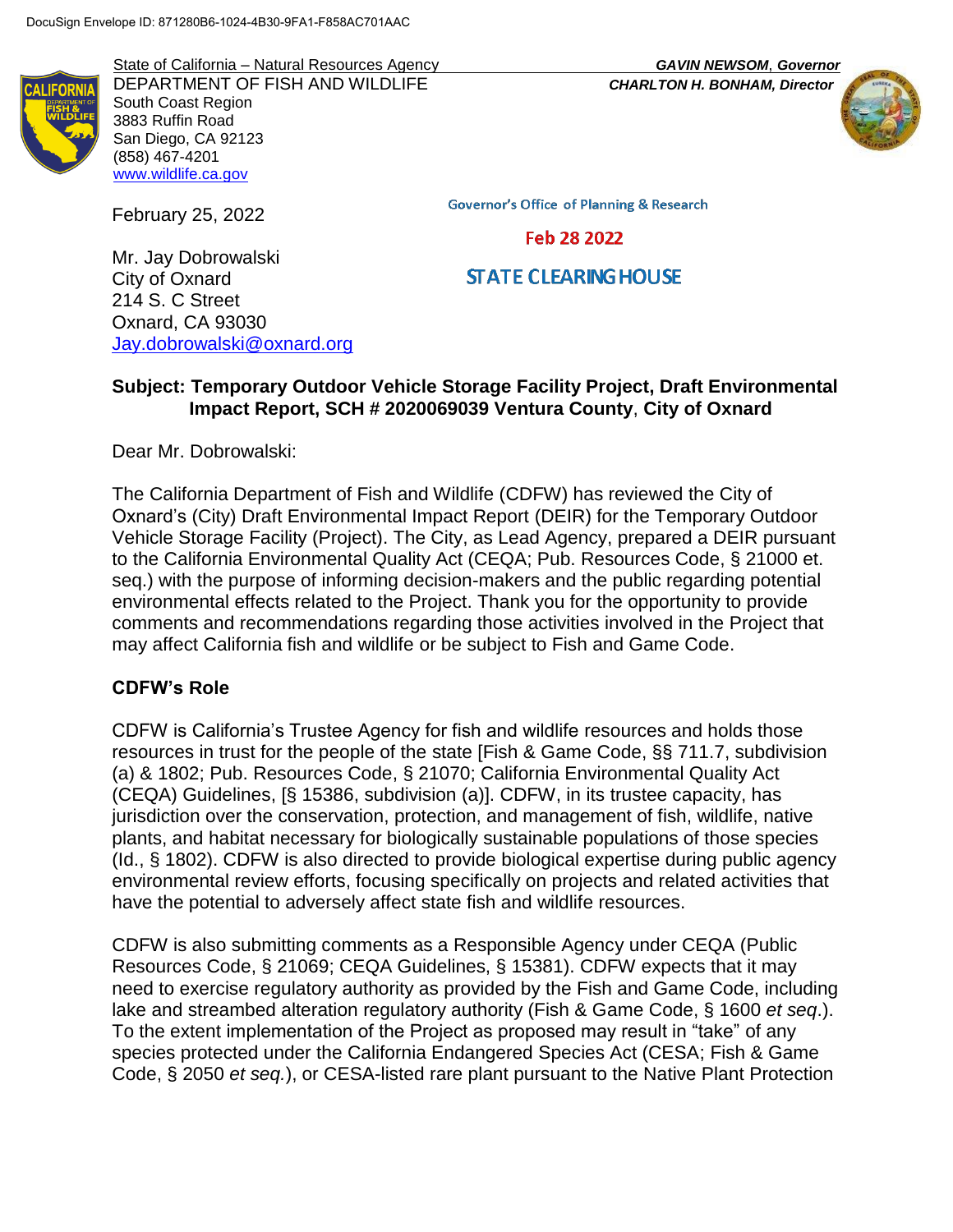DocuSign Envelope ID: 871280B6-1024-4B30-9FA1-F858AC701AAC

State of California – Natural Resources Agency
DEPARTMENT OF FISH AND WILDLIFE
South Coast Region
3883 Ruffin Road
San Diego, CA 92123
(858) 467-4201
www.wildlife.ca.gov

***GAVIN NEWSOM*, Governor**
***CHARLTON H. BONHAM*, Director**

February 25, 2022

Governor's Office of Planning & Research

Feb 28 2022

STATE CLEARING HOUSE

Mr. Jay Dobrowalski
City of Oxnard
214 S. C Street
Oxnard, CA 93030
Jay.dobrowalski@oxnard.org

**Subject: Temporary Outdoor Vehicle Storage Facility Project, Draft Environmental Impact Report, SCH # 2020069039 Ventura County, City of Oxnard**

Dear Mr. Dobrowalski:

The California Department of Fish and Wildlife (CDFW) has reviewed the City of Oxnard's (City) Draft Environmental Impact Report (DEIR) for the Temporary Outdoor Vehicle Storage Facility (Project). The City, as Lead Agency, prepared a DEIR pursuant to the California Environmental Quality Act (CEQA; Pub. Resources Code, § 21000 et. seq.) with the purpose of informing decision-makers and the public regarding potential environmental effects related to the Project. Thank you for the opportunity to provide comments and recommendations regarding those activities involved in the Project that may affect California fish and wildlife or be subject to Fish and Game Code.

## CDFW's Role

CDFW is California's Trustee Agency for fish and wildlife resources and holds those resources in trust for the people of the state [Fish & Game Code, §§ 711.7, subdivision (a) & 1802; Pub. Resources Code, § 21070; California Environmental Quality Act (CEQA) Guidelines, [§ 15386, subdivision (a)]. CDFW, in its trustee capacity, has jurisdiction over the conservation, protection, and management of fish, wildlife, native plants, and habitat necessary for biologically sustainable populations of those species (Id., § 1802). CDFW is also directed to provide biological expertise during public agency environmental review efforts, focusing specifically on projects and related activities that have the potential to adversely affect state fish and wildlife resources.

CDFW is also submitting comments as a Responsible Agency under CEQA (Public Resources Code, § 21069; CEQA Guidelines, § 15381). CDFW expects that it may need to exercise regulatory authority as provided by the Fish and Game Code, including lake and streambed alteration regulatory authority (Fish & Game Code, § 1600 *et seq*.). To the extent implementation of the Project as proposed may result in "take" of any species protected under the California Endangered Species Act (CESA; Fish & Game Code, § 2050 *et seq.*), or CESA-listed rare plant pursuant to the Native Plant Protection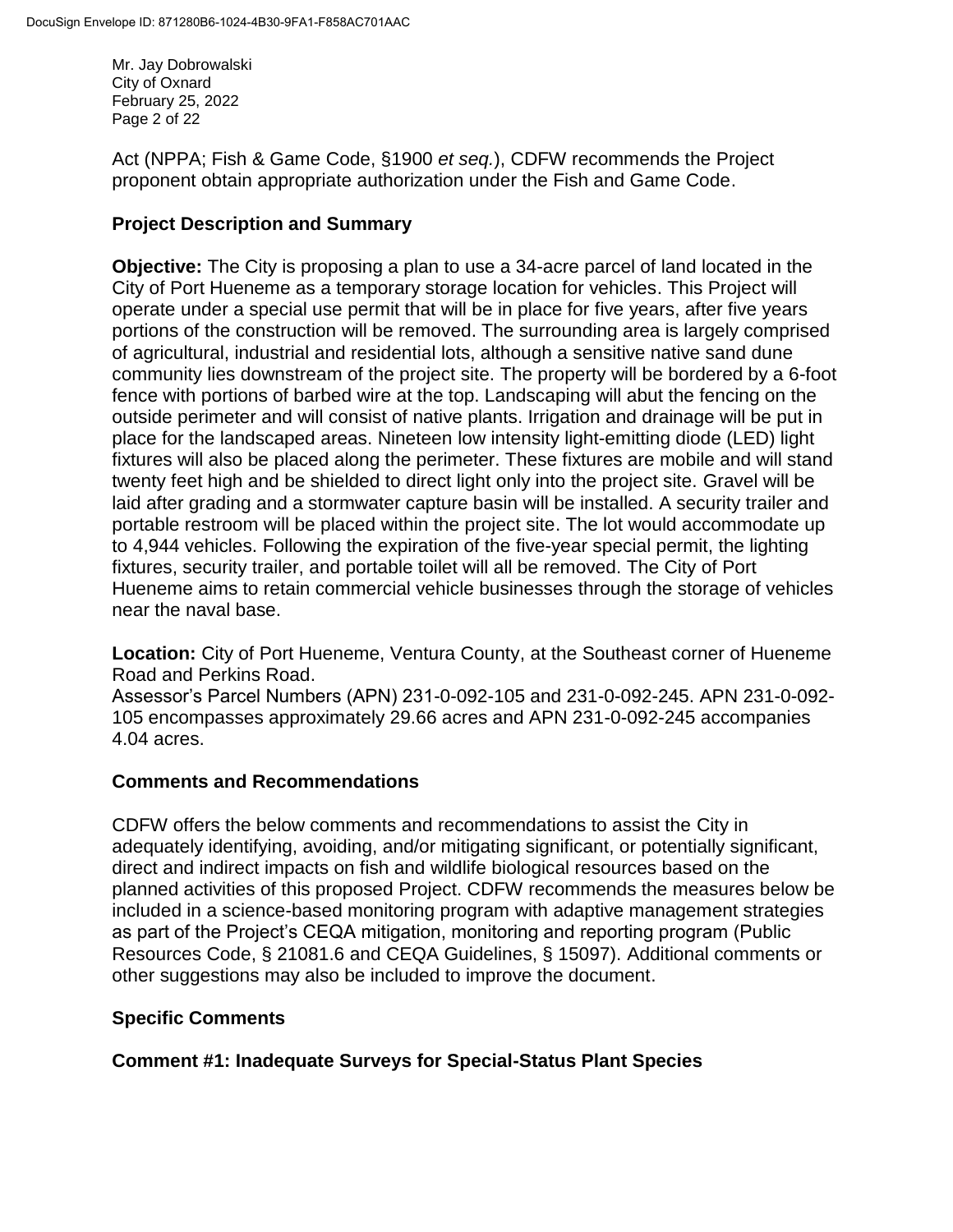Act (NPPA; Fish & Game Code, §1900 *et seq.*), CDFW recommends the Project proponent obtain appropriate authorization under the Fish and Game Code.

## Project Description and Summary

**Objective:** The City is proposing a plan to use a 34-acre parcel of land located in the City of Port Hueneme as a temporary storage location for vehicles. This Project will operate under a special use permit that will be in place for five years, after five years portions of the construction will be removed. The surrounding area is largely comprised of agricultural, industrial and residential lots, although a sensitive native sand dune community lies downstream of the project site. The property will be bordered by a 6-foot fence with portions of barbed wire at the top. Landscaping will abut the fencing on the outside perimeter and will consist of native plants. Irrigation and drainage will be put in place for the landscaped areas. Nineteen low intensity light-emitting diode (LED) light fixtures will also be placed along the perimeter. These fixtures are mobile and will stand twenty feet high and be shielded to direct light only into the project site. Gravel will be laid after grading and a stormwater capture basin will be installed. A security trailer and portable restroom will be placed within the project site. The lot would accommodate up to 4,944 vehicles. Following the expiration of the five-year special permit, the lighting fixtures, security trailer, and portable toilet will all be removed. The City of Port Hueneme aims to retain commercial vehicle businesses through the storage of vehicles near the naval base.

**Location:** City of Port Hueneme, Ventura County, at the Southeast corner of Hueneme Road and Perkins Road.
Assessor's Parcel Numbers (APN) 231-0-092-105 and 231-0-092-245. APN 231-0-092-105 encompasses approximately 29.66 acres and APN 231-0-092-245 accompanies 4.04 acres.

## Comments and Recommendations

CDFW offers the below comments and recommendations to assist the City in adequately identifying, avoiding, and/or mitigating significant, or potentially significant, direct and indirect impacts on fish and wildlife biological resources based on the planned activities of this proposed Project. CDFW recommends the measures below be included in a science-based monitoring program with adaptive management strategies as part of the Project's CEQA mitigation, monitoring and reporting program (Public Resources Code, § 21081.6 and CEQA Guidelines, § 15097). Additional comments or other suggestions may also be included to improve the document.

## Specific Comments

### Comment #1: Inadequate Surveys for Special-Status Plant Species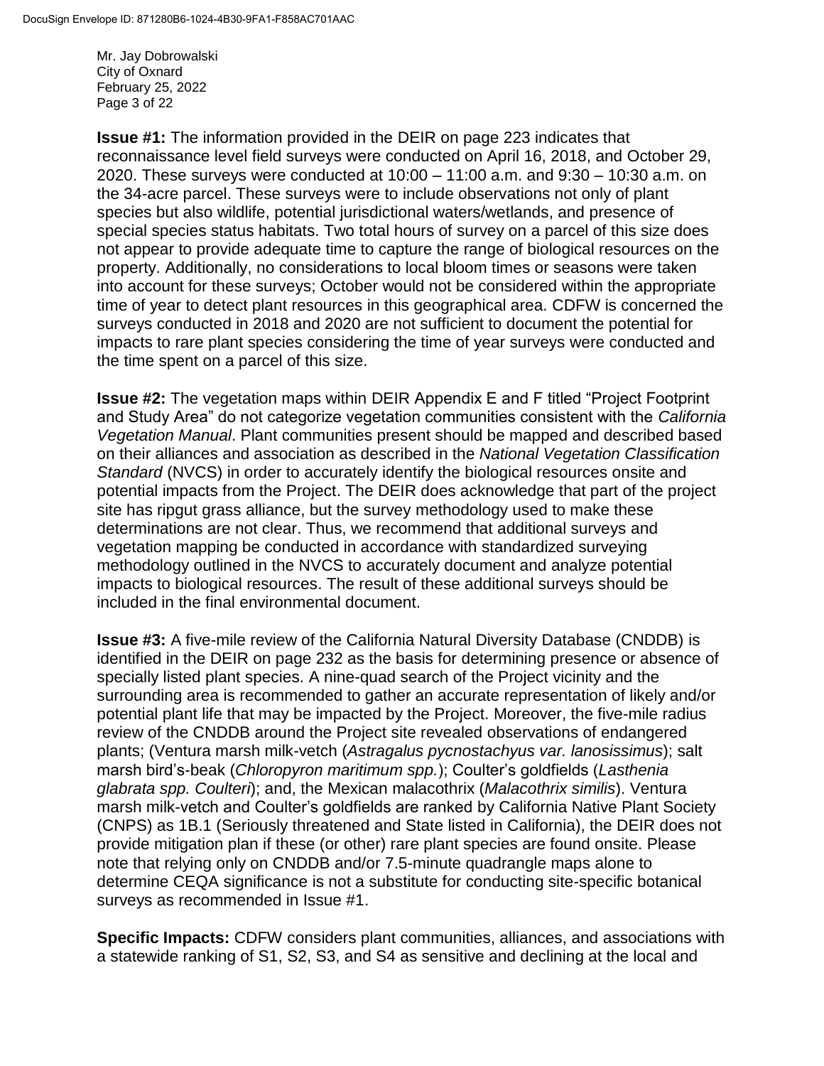**Issue #1:** The information provided in the DEIR on page 223 indicates that reconnaissance level field surveys were conducted on April 16, 2018, and October 29, 2020. These surveys were conducted at 10:00 – 11:00 a.m. and 9:30 – 10:30 a.m. on the 34-acre parcel. These surveys were to include observations not only of plant species but also wildlife, potential jurisdictional waters/wetlands, and presence of special species status habitats. Two total hours of survey on a parcel of this size does not appear to provide adequate time to capture the range of biological resources on the property. Additionally, no considerations to local bloom times or seasons were taken into account for these surveys; October would not be considered within the appropriate time of year to detect plant resources in this geographical area. CDFW is concerned the surveys conducted in 2018 and 2020 are not sufficient to document the potential for impacts to rare plant species considering the time of year surveys were conducted and the time spent on a parcel of this size.

**Issue #2:** The vegetation maps within DEIR Appendix E and F titled "Project Footprint and Study Area" do not categorize vegetation communities consistent with the *California Vegetation Manual*. Plant communities present should be mapped and described based on their alliances and association as described in the *National Vegetation Classification Standard* (NVCS) in order to accurately identify the biological resources onsite and potential impacts from the Project. The DEIR does acknowledge that part of the project site has ripgut grass alliance, but the survey methodology used to make these determinations are not clear. Thus, we recommend that additional surveys and vegetation mapping be conducted in accordance with standardized surveying methodology outlined in the NVCS to accurately document and analyze potential impacts to biological resources. The result of these additional surveys should be included in the final environmental document.

**Issue #3:** A five-mile review of the California Natural Diversity Database (CNDDB) is identified in the DEIR on page 232 as the basis for determining presence or absence of specially listed plant species. A nine-quad search of the Project vicinity and the surrounding area is recommended to gather an accurate representation of likely and/or potential plant life that may be impacted by the Project. Moreover, the five-mile radius review of the CNDDB around the Project site revealed observations of endangered plants; (Ventura marsh milk-vetch (*Astragalus pycnostachyus var. lanosissimus*); salt marsh bird's-beak (*Chloropyron maritimum spp.*); Coulter's goldfields (*Lasthenia glabrata spp. Coulteri*); and, the Mexican malacothrix (*Malacothrix similis*). Ventura marsh milk-vetch and Coulter's goldfields are ranked by California Native Plant Society (CNPS) as 1B.1 (Seriously threatened and State listed in California), the DEIR does not provide mitigation plan if these (or other) rare plant species are found onsite. Please note that relying only on CNDDB and/or 7.5-minute quadrangle maps alone to determine CEQA significance is not a substitute for conducting site-specific botanical surveys as recommended in Issue #1.

**Specific Impacts:** CDFW considers plant communities, alliances, and associations with a statewide ranking of S1, S2, S3, and S4 as sensitive and declining at the local and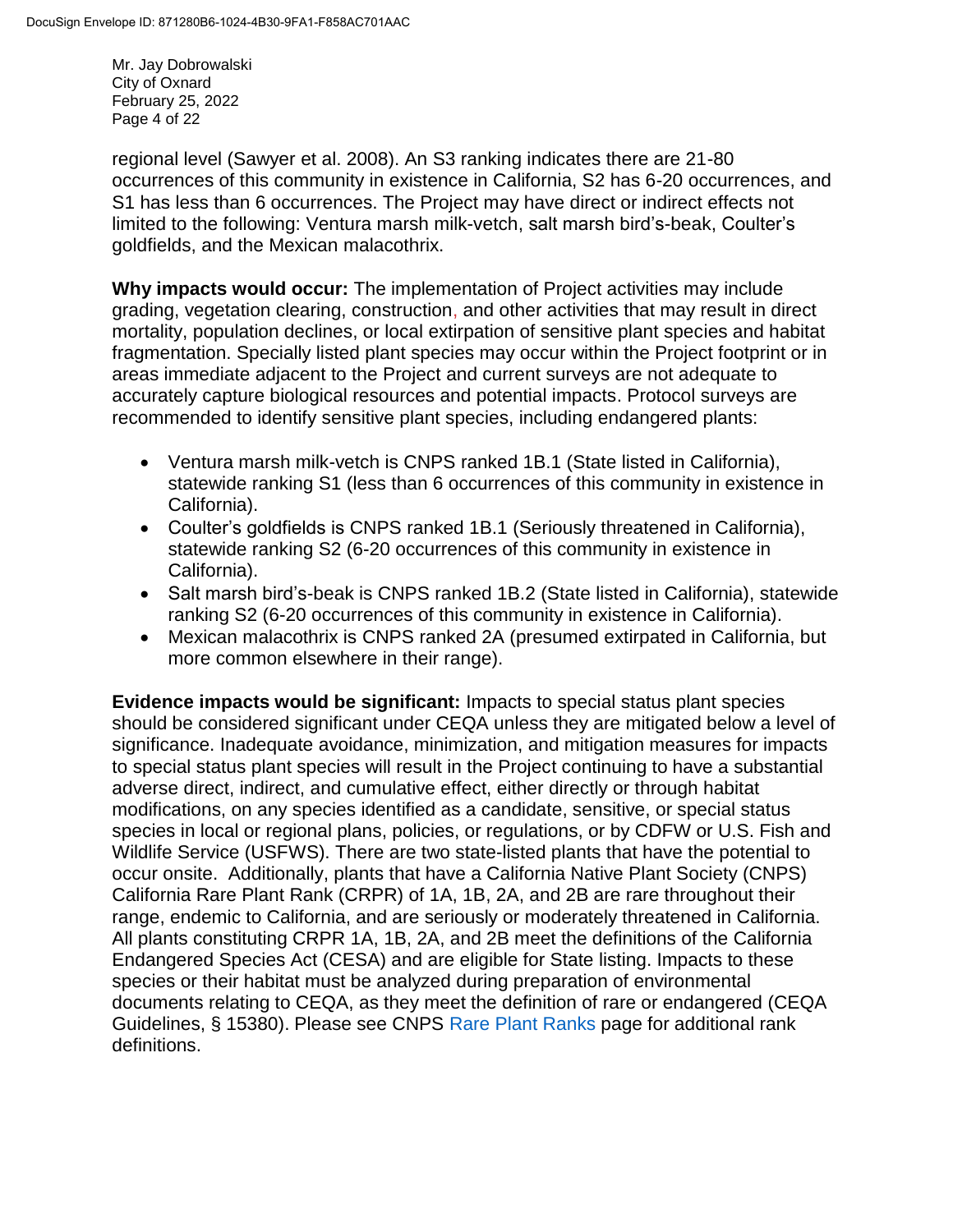regional level (Sawyer et al. 2008). An S3 ranking indicates there are 21-80 occurrences of this community in existence in California, S2 has 6-20 occurrences, and S1 has less than 6 occurrences. The Project may have direct or indirect effects not limited to the following: Ventura marsh milk-vetch, salt marsh bird's-beak, Coulter's goldfields, and the Mexican malacothrix.

**Why impacts would occur:** The implementation of Project activities may include grading, vegetation clearing, construction, and other activities that may result in direct mortality, population declines, or local extirpation of sensitive plant species and habitat fragmentation. Specially listed plant species may occur within the Project footprint or in areas immediate adjacent to the Project and current surveys are not adequate to accurately capture biological resources and potential impacts. Protocol surveys are recommended to identify sensitive plant species, including endangered plants:

- Ventura marsh milk-vetch is CNPS ranked 1B.1 (State listed in California), statewide ranking S1 (less than 6 occurrences of this community in existence in California).
- Coulter's goldfields is CNPS ranked 1B.1 (Seriously threatened in California), statewide ranking S2 (6-20 occurrences of this community in existence in California).
- Salt marsh bird's-beak is CNPS ranked 1B.2 (State listed in California), statewide ranking S2 (6-20 occurrences of this community in existence in California).
- Mexican malacothrix is CNPS ranked 2A (presumed extirpated in California, but more common elsewhere in their range).

**Evidence impacts would be significant:** Impacts to special status plant species should be considered significant under CEQA unless they are mitigated below a level of significance. Inadequate avoidance, minimization, and mitigation measures for impacts to special status plant species will result in the Project continuing to have a substantial adverse direct, indirect, and cumulative effect, either directly or through habitat modifications, on any species identified as a candidate, sensitive, or special status species in local or regional plans, policies, or regulations, or by CDFW or U.S. Fish and Wildlife Service (USFWS). There are two state-listed plants that have the potential to occur onsite. Additionally, plants that have a California Native Plant Society (CNPS) California Rare Plant Rank (CRPR) of 1A, 1B, 2A, and 2B are rare throughout their range, endemic to California, and are seriously or moderately threatened in California. All plants constituting CRPR 1A, 1B, 2A, and 2B meet the definitions of the California Endangered Species Act (CESA) and are eligible for State listing. Impacts to these species or their habitat must be analyzed during preparation of environmental documents relating to CEQA, as they meet the definition of rare or endangered (CEQA Guidelines, § 15380). Please see CNPS Rare Plant Ranks page for additional rank definitions.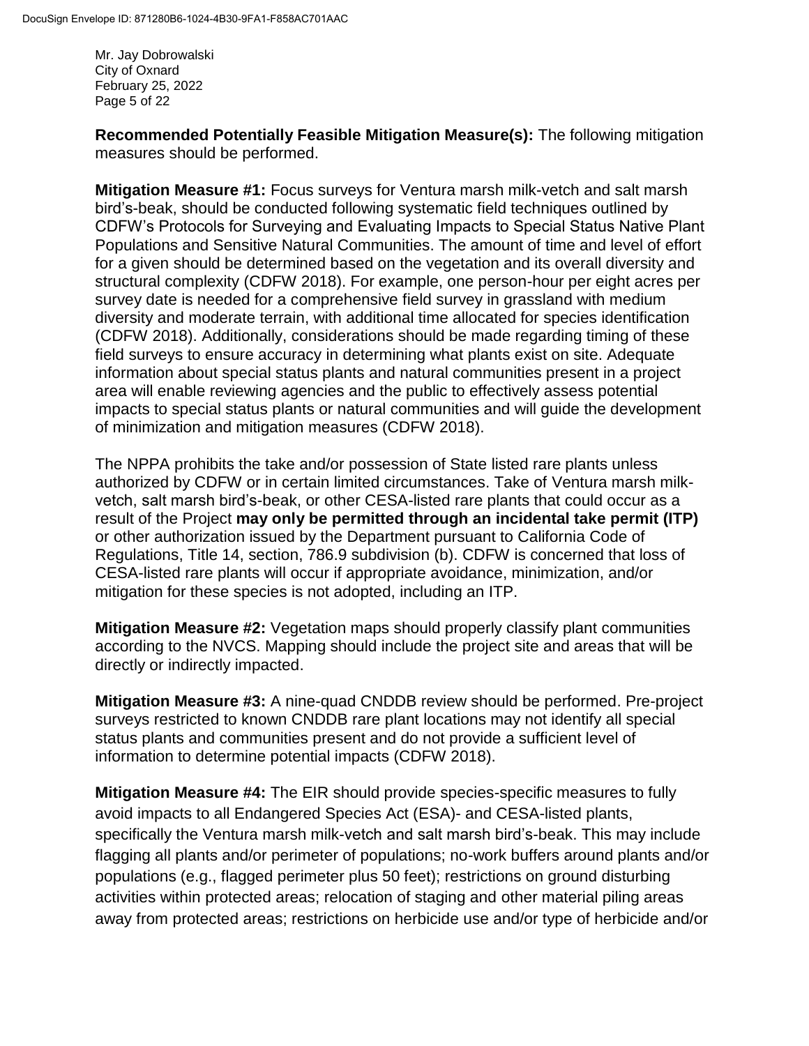**Recommended Potentially Feasible Mitigation Measure(s):** The following mitigation measures should be performed.

**Mitigation Measure #1:** Focus surveys for Ventura marsh milk-vetch and salt marsh bird's-beak, should be conducted following systematic field techniques outlined by CDFW's Protocols for Surveying and Evaluating Impacts to Special Status Native Plant Populations and Sensitive Natural Communities. The amount of time and level of effort for a given should be determined based on the vegetation and its overall diversity and structural complexity (CDFW 2018). For example, one person-hour per eight acres per survey date is needed for a comprehensive field survey in grassland with medium diversity and moderate terrain, with additional time allocated for species identification (CDFW 2018). Additionally, considerations should be made regarding timing of these field surveys to ensure accuracy in determining what plants exist on site. Adequate information about special status plants and natural communities present in a project area will enable reviewing agencies and the public to effectively assess potential impacts to special status plants or natural communities and will guide the development of minimization and mitigation measures (CDFW 2018).

The NPPA prohibits the take and/or possession of State listed rare plants unless authorized by CDFW or in certain limited circumstances. Take of Ventura marsh milk-vetch, salt marsh bird's-beak, or other CESA-listed rare plants that could occur as a result of the Project **may only be permitted through an incidental take permit (ITP)** or other authorization issued by the Department pursuant to California Code of Regulations, Title 14, section, 786.9 subdivision (b). CDFW is concerned that loss of CESA-listed rare plants will occur if appropriate avoidance, minimization, and/or mitigation for these species is not adopted, including an ITP.

**Mitigation Measure #2:** Vegetation maps should properly classify plant communities according to the NVCS. Mapping should include the project site and areas that will be directly or indirectly impacted.

**Mitigation Measure #3:** A nine-quad CNDDB review should be performed. Pre-project surveys restricted to known CNDDB rare plant locations may not identify all special status plants and communities present and do not provide a sufficient level of information to determine potential impacts (CDFW 2018).

**Mitigation Measure #4:** The EIR should provide species-specific measures to fully avoid impacts to all Endangered Species Act (ESA)- and CESA-listed plants, specifically the Ventura marsh milk-vetch and salt marsh bird's-beak. This may include flagging all plants and/or perimeter of populations; no-work buffers around plants and/or populations (e.g., flagged perimeter plus 50 feet); restrictions on ground disturbing activities within protected areas; relocation of staging and other material piling areas away from protected areas; restrictions on herbicide use and/or type of herbicide and/or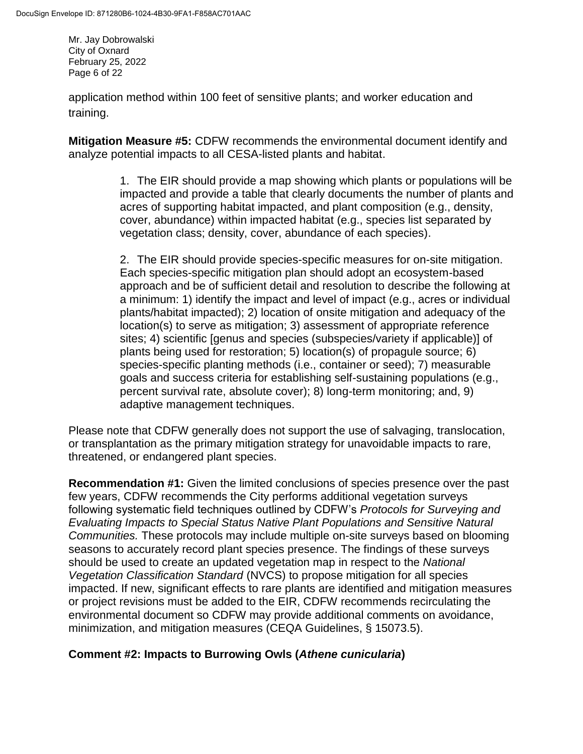application method within 100 feet of sensitive plants; and worker education and training.

**Mitigation Measure #5:** CDFW recommends the environmental document identify and analyze potential impacts to all CESA-listed plants and habitat.

1. The EIR should provide a map showing which plants or populations will be impacted and provide a table that clearly documents the number of plants and acres of supporting habitat impacted, and plant composition (e.g., density, cover, abundance) within impacted habitat (e.g., species list separated by vegetation class; density, cover, abundance of each species).

2. The EIR should provide species-specific measures for on-site mitigation. Each species-specific mitigation plan should adopt an ecosystem-based approach and be of sufficient detail and resolution to describe the following at a minimum: 1) identify the impact and level of impact (e.g., acres or individual plants/habitat impacted); 2) location of onsite mitigation and adequacy of the location(s) to serve as mitigation; 3) assessment of appropriate reference sites; 4) scientific [genus and species (subspecies/variety if applicable)] of plants being used for restoration; 5) location(s) of propagule source; 6) species-specific planting methods (i.e., container or seed); 7) measurable goals and success criteria for establishing self-sustaining populations (e.g., percent survival rate, absolute cover); 8) long-term monitoring; and, 9) adaptive management techniques.

Please note that CDFW generally does not support the use of salvaging, translocation, or transplantation as the primary mitigation strategy for unavoidable impacts to rare, threatened, or endangered plant species.

**Recommendation #1:** Given the limited conclusions of species presence over the past few years, CDFW recommends the City performs additional vegetation surveys following systematic field techniques outlined by CDFW's *Protocols for Surveying and Evaluating Impacts to Special Status Native Plant Populations and Sensitive Natural Communities.* These protocols may include multiple on-site surveys based on blooming seasons to accurately record plant species presence. The findings of these surveys should be used to create an updated vegetation map in respect to the *National Vegetation Classification Standard* (NVCS) to propose mitigation for all species impacted. If new, significant effects to rare plants are identified and mitigation measures or project revisions must be added to the EIR, CDFW recommends recirculating the environmental document so CDFW may provide additional comments on avoidance, minimization, and mitigation measures (CEQA Guidelines, § 15073.5).

**Comment #2: Impacts to Burrowing Owls (*Athene cunicularia*)**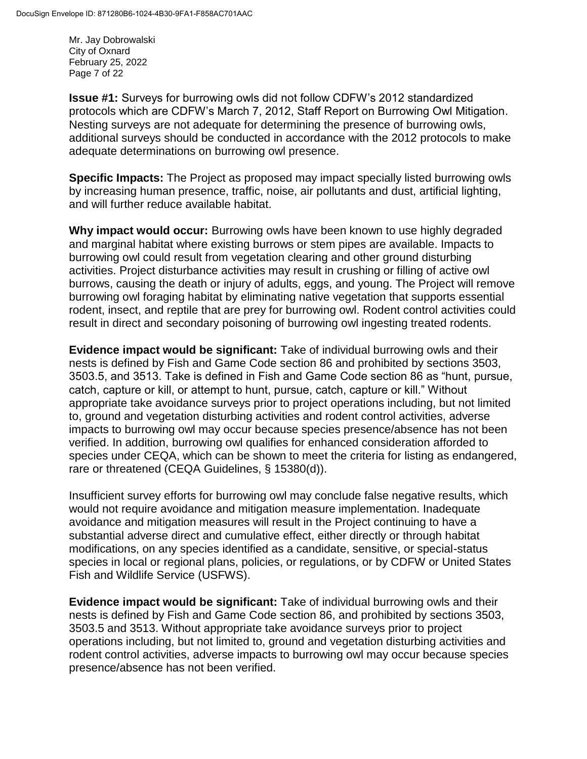**Issue #1:** Surveys for burrowing owls did not follow CDFW's 2012 standardized protocols which are CDFW's March 7, 2012, Staff Report on Burrowing Owl Mitigation. Nesting surveys are not adequate for determining the presence of burrowing owls, additional surveys should be conducted in accordance with the 2012 protocols to make adequate determinations on burrowing owl presence.

**Specific Impacts:** The Project as proposed may impact specially listed burrowing owls by increasing human presence, traffic, noise, air pollutants and dust, artificial lighting, and will further reduce available habitat.

**Why impact would occur:** Burrowing owls have been known to use highly degraded and marginal habitat where existing burrows or stem pipes are available. Impacts to burrowing owl could result from vegetation clearing and other ground disturbing activities. Project disturbance activities may result in crushing or filling of active owl burrows, causing the death or injury of adults, eggs, and young. The Project will remove burrowing owl foraging habitat by eliminating native vegetation that supports essential rodent, insect, and reptile that are prey for burrowing owl. Rodent control activities could result in direct and secondary poisoning of burrowing owl ingesting treated rodents.

**Evidence impact would be significant:** Take of individual burrowing owls and their nests is defined by Fish and Game Code section 86 and prohibited by sections 3503, 3503.5, and 3513. Take is defined in Fish and Game Code section 86 as "hunt, pursue, catch, capture or kill, or attempt to hunt, pursue, catch, capture or kill." Without appropriate take avoidance surveys prior to project operations including, but not limited to, ground and vegetation disturbing activities and rodent control activities, adverse impacts to burrowing owl may occur because species presence/absence has not been verified. In addition, burrowing owl qualifies for enhanced consideration afforded to species under CEQA, which can be shown to meet the criteria for listing as endangered, rare or threatened (CEQA Guidelines, § 15380(d)).

Insufficient survey efforts for burrowing owl may conclude false negative results, which would not require avoidance and mitigation measure implementation. Inadequate avoidance and mitigation measures will result in the Project continuing to have a substantial adverse direct and cumulative effect, either directly or through habitat modifications, on any species identified as a candidate, sensitive, or special-status species in local or regional plans, policies, or regulations, or by CDFW or United States Fish and Wildlife Service (USFWS).

**Evidence impact would be significant:** Take of individual burrowing owls and their nests is defined by Fish and Game Code section 86, and prohibited by sections 3503, 3503.5 and 3513. Without appropriate take avoidance surveys prior to project operations including, but not limited to, ground and vegetation disturbing activities and rodent control activities, adverse impacts to burrowing owl may occur because species presence/absence has not been verified.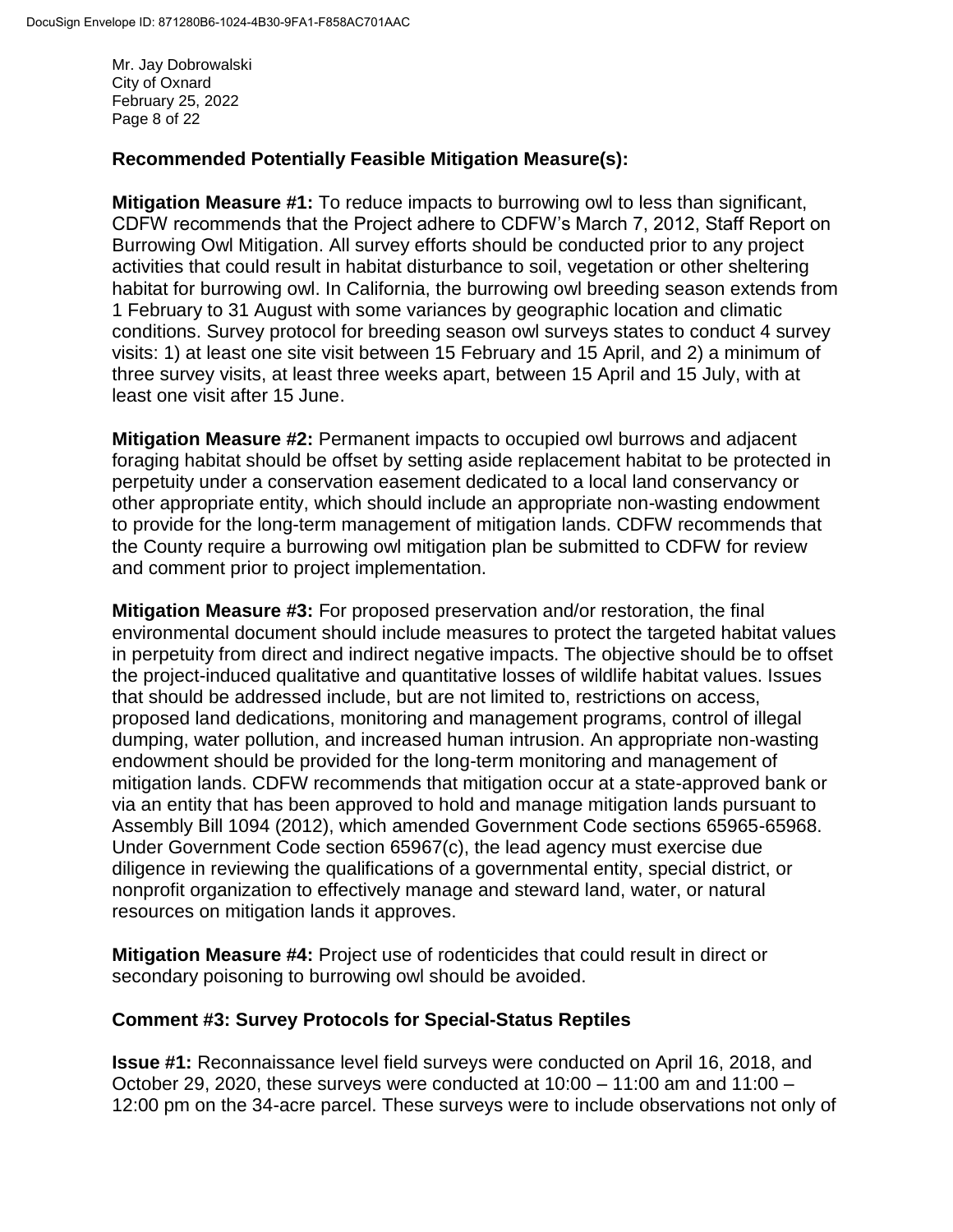**Recommended Potentially Feasible Mitigation Measure(s):**

**Mitigation Measure #1:** To reduce impacts to burrowing owl to less than significant, CDFW recommends that the Project adhere to CDFW's March 7, 2012, Staff Report on Burrowing Owl Mitigation. All survey efforts should be conducted prior to any project activities that could result in habitat disturbance to soil, vegetation or other sheltering habitat for burrowing owl. In California, the burrowing owl breeding season extends from 1 February to 31 August with some variances by geographic location and climatic conditions. Survey protocol for breeding season owl surveys states to conduct 4 survey visits: 1) at least one site visit between 15 February and 15 April, and 2) a minimum of three survey visits, at least three weeks apart, between 15 April and 15 July, with at least one visit after 15 June.

**Mitigation Measure #2:** Permanent impacts to occupied owl burrows and adjacent foraging habitat should be offset by setting aside replacement habitat to be protected in perpetuity under a conservation easement dedicated to a local land conservancy or other appropriate entity, which should include an appropriate non-wasting endowment to provide for the long-term management of mitigation lands. CDFW recommends that the County require a burrowing owl mitigation plan be submitted to CDFW for review and comment prior to project implementation.

**Mitigation Measure #3:** For proposed preservation and/or restoration, the final environmental document should include measures to protect the targeted habitat values in perpetuity from direct and indirect negative impacts. The objective should be to offset the project-induced qualitative and quantitative losses of wildlife habitat values. Issues that should be addressed include, but are not limited to, restrictions on access, proposed land dedications, monitoring and management programs, control of illegal dumping, water pollution, and increased human intrusion. An appropriate non-wasting endowment should be provided for the long-term monitoring and management of mitigation lands. CDFW recommends that mitigation occur at a state-approved bank or via an entity that has been approved to hold and manage mitigation lands pursuant to Assembly Bill 1094 (2012), which amended Government Code sections 65965-65968. Under Government Code section 65967(c), the lead agency must exercise due diligence in reviewing the qualifications of a governmental entity, special district, or nonprofit organization to effectively manage and steward land, water, or natural resources on mitigation lands it approves.

**Mitigation Measure #4:** Project use of rodenticides that could result in direct or secondary poisoning to burrowing owl should be avoided.

**Comment #3: Survey Protocols for Special-Status Reptiles**

**Issue #1:** Reconnaissance level field surveys were conducted on April 16, 2018, and October 29, 2020, these surveys were conducted at 10:00 – 11:00 am and 11:00 – 12:00 pm on the 34-acre parcel. These surveys were to include observations not only of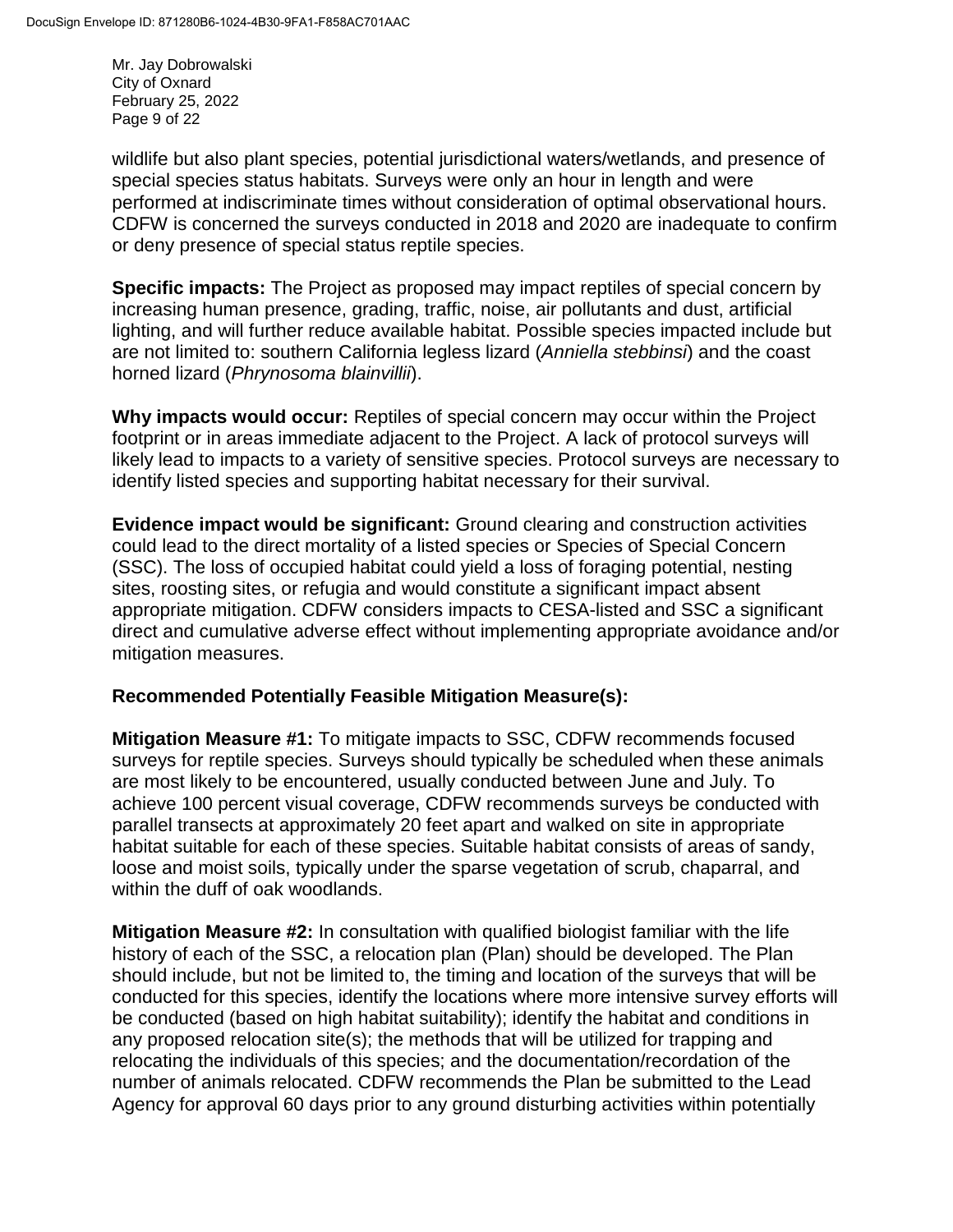wildlife but also plant species, potential jurisdictional waters/wetlands, and presence of special species status habitats. Surveys were only an hour in length and were performed at indiscriminate times without consideration of optimal observational hours. CDFW is concerned the surveys conducted in 2018 and 2020 are inadequate to confirm or deny presence of special status reptile species.

**Specific impacts:** The Project as proposed may impact reptiles of special concern by increasing human presence, grading, traffic, noise, air pollutants and dust, artificial lighting, and will further reduce available habitat. Possible species impacted include but are not limited to: southern California legless lizard (*Anniella stebbinsi*) and the coast horned lizard (*Phrynosoma blainvillii*).

**Why impacts would occur:** Reptiles of special concern may occur within the Project footprint or in areas immediate adjacent to the Project. A lack of protocol surveys will likely lead to impacts to a variety of sensitive species. Protocol surveys are necessary to identify listed species and supporting habitat necessary for their survival.

**Evidence impact would be significant:** Ground clearing and construction activities could lead to the direct mortality of a listed species or Species of Special Concern (SSC). The loss of occupied habitat could yield a loss of foraging potential, nesting sites, roosting sites, or refugia and would constitute a significant impact absent appropriate mitigation. CDFW considers impacts to CESA-listed and SSC a significant direct and cumulative adverse effect without implementing appropriate avoidance and/or mitigation measures.

**Recommended Potentially Feasible Mitigation Measure(s):**

**Mitigation Measure #1:** To mitigate impacts to SSC, CDFW recommends focused surveys for reptile species. Surveys should typically be scheduled when these animals are most likely to be encountered, usually conducted between June and July. To achieve 100 percent visual coverage, CDFW recommends surveys be conducted with parallel transects at approximately 20 feet apart and walked on site in appropriate habitat suitable for each of these species. Suitable habitat consists of areas of sandy, loose and moist soils, typically under the sparse vegetation of scrub, chaparral, and within the duff of oak woodlands.

**Mitigation Measure #2:** In consultation with qualified biologist familiar with the life history of each of the SSC, a relocation plan (Plan) should be developed. The Plan should include, but not be limited to, the timing and location of the surveys that will be conducted for this species, identify the locations where more intensive survey efforts will be conducted (based on high habitat suitability); identify the habitat and conditions in any proposed relocation site(s); the methods that will be utilized for trapping and relocating the individuals of this species; and the documentation/recordation of the number of animals relocated. CDFW recommends the Plan be submitted to the Lead Agency for approval 60 days prior to any ground disturbing activities within potentially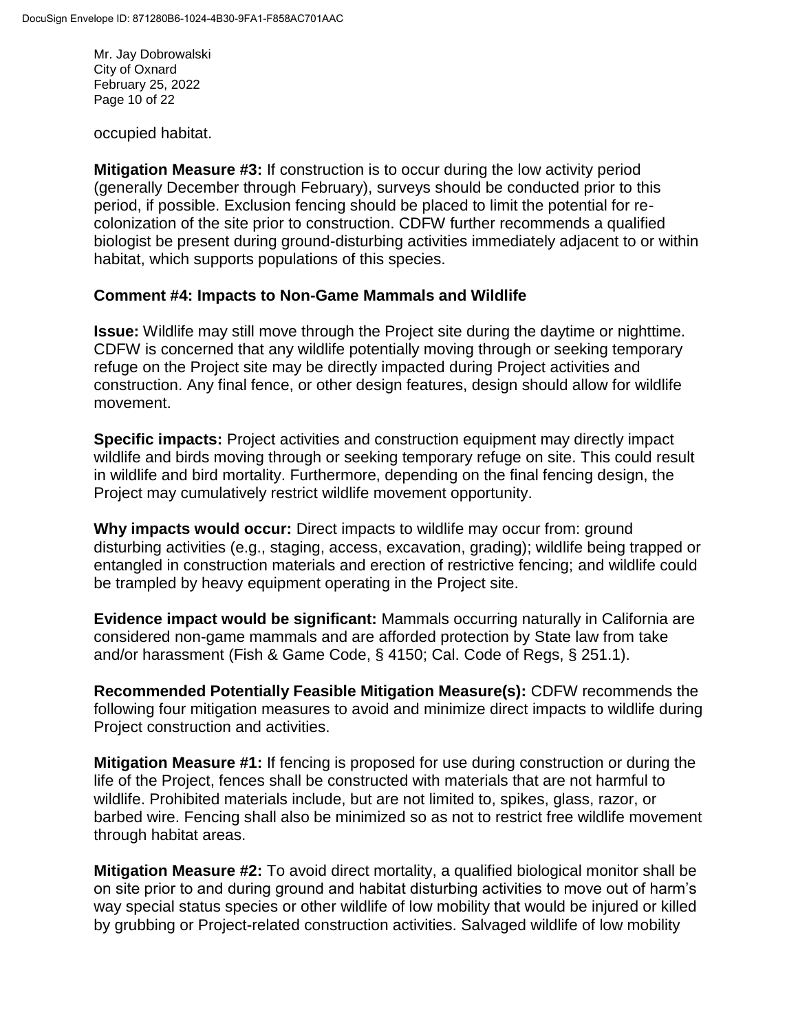occupied habitat.

**Mitigation Measure #3:** If construction is to occur during the low activity period (generally December through February), surveys should be conducted prior to this period, if possible. Exclusion fencing should be placed to limit the potential for re-colonization of the site prior to construction. CDFW further recommends a qualified biologist be present during ground-disturbing activities immediately adjacent to or within habitat, which supports populations of this species.

**Comment #4: Impacts to Non-Game Mammals and Wildlife**

**Issue:** Wildlife may still move through the Project site during the daytime or nighttime. CDFW is concerned that any wildlife potentially moving through or seeking temporary refuge on the Project site may be directly impacted during Project activities and construction. Any final fence, or other design features, design should allow for wildlife movement.

**Specific impacts:** Project activities and construction equipment may directly impact wildlife and birds moving through or seeking temporary refuge on site. This could result in wildlife and bird mortality. Furthermore, depending on the final fencing design, the Project may cumulatively restrict wildlife movement opportunity.

**Why impacts would occur:** Direct impacts to wildlife may occur from: ground disturbing activities (e.g., staging, access, excavation, grading); wildlife being trapped or entangled in construction materials and erection of restrictive fencing; and wildlife could be trampled by heavy equipment operating in the Project site.

**Evidence impact would be significant:** Mammals occurring naturally in California are considered non-game mammals and are afforded protection by State law from take and/or harassment (Fish & Game Code, § 4150; Cal. Code of Regs, § 251.1).

**Recommended Potentially Feasible Mitigation Measure(s):** CDFW recommends the following four mitigation measures to avoid and minimize direct impacts to wildlife during Project construction and activities.

**Mitigation Measure #1:** If fencing is proposed for use during construction or during the life of the Project, fences shall be constructed with materials that are not harmful to wildlife. Prohibited materials include, but are not limited to, spikes, glass, razor, or barbed wire. Fencing shall also be minimized so as not to restrict free wildlife movement through habitat areas.

**Mitigation Measure #2:** To avoid direct mortality, a qualified biological monitor shall be on site prior to and during ground and habitat disturbing activities to move out of harm's way special status species or other wildlife of low mobility that would be injured or killed by grubbing or Project-related construction activities. Salvaged wildlife of low mobility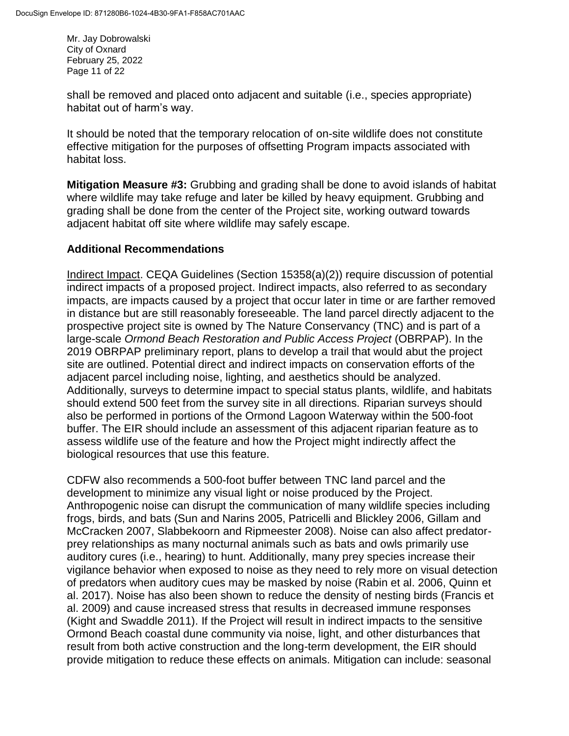shall be removed and placed onto adjacent and suitable (i.e., species appropriate) habitat out of harm's way.

It should be noted that the temporary relocation of on-site wildlife does not constitute effective mitigation for the purposes of offsetting Program impacts associated with habitat loss.

**Mitigation Measure #3:** Grubbing and grading shall be done to avoid islands of habitat where wildlife may take refuge and later be killed by heavy equipment. Grubbing and grading shall be done from the center of the Project site, working outward towards adjacent habitat off site where wildlife may safely escape.

## Additional Recommendations

Indirect Impact. CEQA Guidelines (Section 15358(a)(2)) require discussion of potential indirect impacts of a proposed project. Indirect impacts, also referred to as secondary impacts, are impacts caused by a project that occur later in time or are farther removed in distance but are still reasonably foreseeable. The land parcel directly adjacent to the prospective project site is owned by The Nature Conservancy (TNC) and is part of a large-scale *Ormond Beach Restoration and Public Access Project* (OBRPAP). In the 2019 OBRPAP preliminary report, plans to develop a trail that would abut the project site are outlined. Potential direct and indirect impacts on conservation efforts of the adjacent parcel including noise, lighting, and aesthetics should be analyzed. Additionally, surveys to determine impact to special status plants, wildlife, and habitats should extend 500 feet from the survey site in all directions. Riparian surveys should also be performed in portions of the Ormond Lagoon Waterway within the 500-foot buffer. The EIR should include an assessment of this adjacent riparian feature as to assess wildlife use of the feature and how the Project might indirectly affect the biological resources that use this feature.

CDFW also recommends a 500-foot buffer between TNC land parcel and the development to minimize any visual light or noise produced by the Project. Anthropogenic noise can disrupt the communication of many wildlife species including frogs, birds, and bats (Sun and Narins 2005, Patricelli and Blickley 2006, Gillam and McCracken 2007, Slabbekoorn and Ripmeester 2008). Noise can also affect predator-prey relationships as many nocturnal animals such as bats and owls primarily use auditory cures (i.e., hearing) to hunt. Additionally, many prey species increase their vigilance behavior when exposed to noise as they need to rely more on visual detection of predators when auditory cues may be masked by noise (Rabin et al. 2006, Quinn et al. 2017). Noise has also been shown to reduce the density of nesting birds (Francis et al. 2009) and cause increased stress that results in decreased immune responses (Kight and Swaddle 2011). If the Project will result in indirect impacts to the sensitive Ormond Beach coastal dune community via noise, light, and other disturbances that result from both active construction and the long-term development, the EIR should provide mitigation to reduce these effects on animals. Mitigation can include: seasonal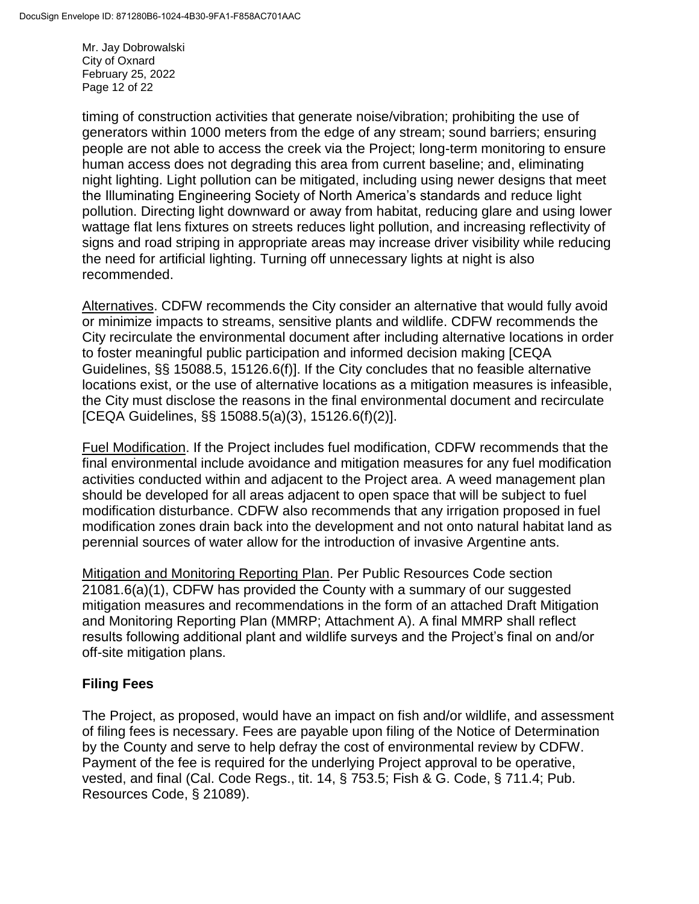timing of construction activities that generate noise/vibration; prohibiting the use of generators within 1000 meters from the edge of any stream; sound barriers; ensuring people are not able to access the creek via the Project; long-term monitoring to ensure human access does not degrading this area from current baseline; and, eliminating night lighting. Light pollution can be mitigated, including using newer designs that meet the Illuminating Engineering Society of North America's standards and reduce light pollution. Directing light downward or away from habitat, reducing glare and using lower wattage flat lens fixtures on streets reduces light pollution, and increasing reflectivity of signs and road striping in appropriate areas may increase driver visibility while reducing the need for artificial lighting. Turning off unnecessary lights at night is also recommended.

Alternatives. CDFW recommends the City consider an alternative that would fully avoid or minimize impacts to streams, sensitive plants and wildlife. CDFW recommends the City recirculate the environmental document after including alternative locations in order to foster meaningful public participation and informed decision making [CEQA Guidelines, §§ 15088.5, 15126.6(f)]. If the City concludes that no feasible alternative locations exist, or the use of alternative locations as a mitigation measures is infeasible, the City must disclose the reasons in the final environmental document and recirculate [CEQA Guidelines, §§ 15088.5(a)(3), 15126.6(f)(2)].

Fuel Modification. If the Project includes fuel modification, CDFW recommends that the final environmental include avoidance and mitigation measures for any fuel modification activities conducted within and adjacent to the Project area. A weed management plan should be developed for all areas adjacent to open space that will be subject to fuel modification disturbance. CDFW also recommends that any irrigation proposed in fuel modification zones drain back into the development and not onto natural habitat land as perennial sources of water allow for the introduction of invasive Argentine ants.

Mitigation and Monitoring Reporting Plan. Per Public Resources Code section 21081.6(a)(1), CDFW has provided the County with a summary of our suggested mitigation measures and recommendations in the form of an attached Draft Mitigation and Monitoring Reporting Plan (MMRP; Attachment A). A final MMRP shall reflect results following additional plant and wildlife surveys and the Project's final on and/or off-site mitigation plans.

## Filing Fees

The Project, as proposed, would have an impact on fish and/or wildlife, and assessment of filing fees is necessary. Fees are payable upon filing of the Notice of Determination by the County and serve to help defray the cost of environmental review by CDFW. Payment of the fee is required for the underlying Project approval to be operative, vested, and final (Cal. Code Regs., tit. 14, § 753.5; Fish & G. Code, § 711.4; Pub. Resources Code, § 21089).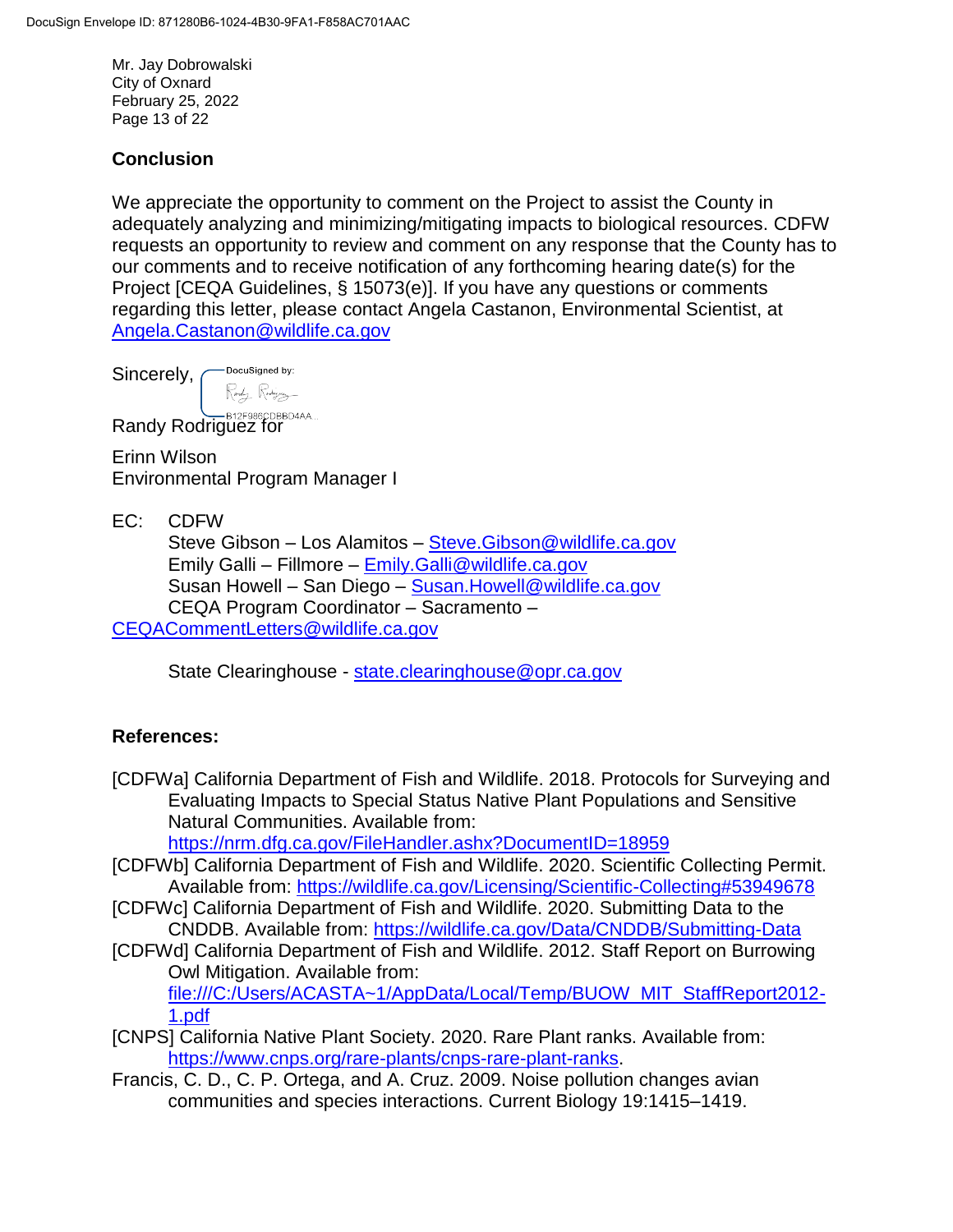## Conclusion

We appreciate the opportunity to comment on the Project to assist the County in adequately analyzing and minimizing/mitigating impacts to biological resources. CDFW requests an opportunity to review and comment on any response that the County has to our comments and to receive notification of any forthcoming hearing date(s) for the Project [CEQA Guidelines, § 15073(e)]. If you have any questions or comments regarding this letter, please contact Angela Castanon, Environmental Scientist, at Angela.Castanon@wildlife.ca.gov

Sincerely,

DocuSigned by:
B12F986CDBBD4AA...

Randy Rodriguez for

Erinn Wilson
Environmental Program Manager I

EC: CDFW
Steve Gibson – Los Alamitos – Steve.Gibson@wildlife.ca.gov
Emily Galli – Fillmore – Emily.Galli@wildlife.ca.gov
Susan Howell – San Diego – Susan.Howell@wildlife.ca.gov
CEQA Program Coordinator – Sacramento – CEQACommentLetters@wildlife.ca.gov

State Clearinghouse - state.clearinghouse@opr.ca.gov

## References:

[CDFWa] California Department of Fish and Wildlife. 2018. Protocols for Surveying and Evaluating Impacts to Special Status Native Plant Populations and Sensitive Natural Communities. Available from: https://nrm.dfg.ca.gov/FileHandler.ashx?DocumentID=18959

[CDFWb] California Department of Fish and Wildlife. 2020. Scientific Collecting Permit. Available from: https://wildlife.ca.gov/Licensing/Scientific-Collecting#53949678

[CDFWc] California Department of Fish and Wildlife. 2020. Submitting Data to the CNDDB. Available from: https://wildlife.ca.gov/Data/CNDDB/Submitting-Data

[CDFWd] California Department of Fish and Wildlife. 2012. Staff Report on Burrowing Owl Mitigation. Available from: file:///C:/Users/ACASTA~1/AppData/Local/Temp/BUOW_MIT_StaffReport2012-1.pdf

[CNPS] California Native Plant Society. 2020. Rare Plant ranks. Available from: https://www.cnps.org/rare-plants/cnps-rare-plant-ranks.

Francis, C. D., C. P. Ortega, and A. Cruz. 2009. Noise pollution changes avian communities and species interactions. Current Biology 19:1415–1419.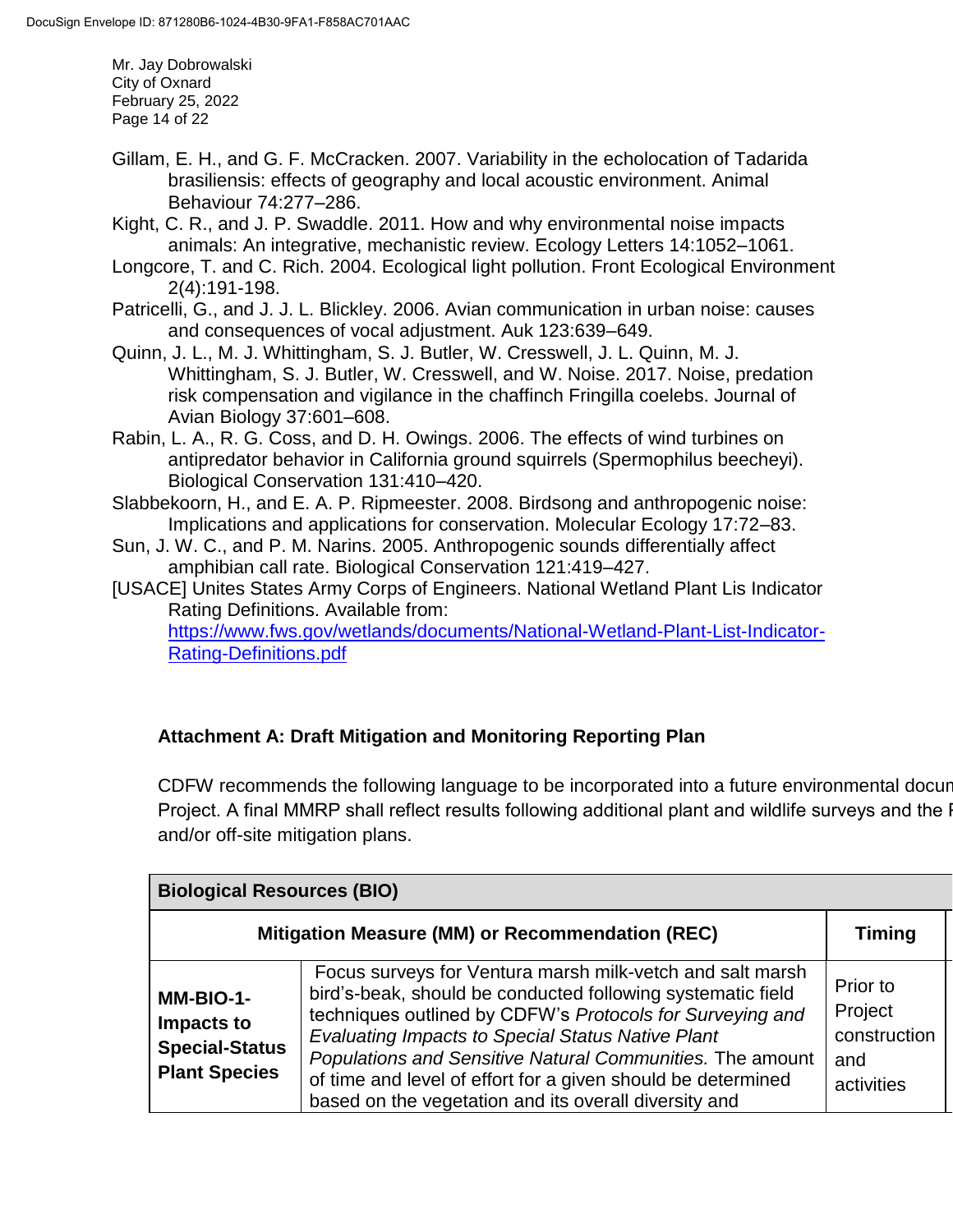Gillam, E. H., and G. F. McCracken. 2007. Variability in the echolocation of Tadarida brasiliensis: effects of geography and local acoustic environment. Animal Behaviour 74:277–286.

Kight, C. R., and J. P. Swaddle. 2011. How and why environmental noise impacts animals: An integrative, mechanistic review. Ecology Letters 14:1052–1061.

Longcore, T. and C. Rich. 2004. Ecological light pollution. Front Ecological Environment 2(4):191-198.

Patricelli, G., and J. J. L. Blickley. 2006. Avian communication in urban noise: causes and consequences of vocal adjustment. Auk 123:639–649.

Quinn, J. L., M. J. Whittingham, S. J. Butler, W. Cresswell, J. L. Quinn, M. J. Whittingham, S. J. Butler, W. Cresswell, and W. Noise. 2017. Noise, predation risk compensation and vigilance in the chaffinch Fringilla coelebs. Journal of Avian Biology 37:601–608.

Rabin, L. A., R. G. Coss, and D. H. Owings. 2006. The effects of wind turbines on antipredator behavior in California ground squirrels (Spermophilus beecheyi). Biological Conservation 131:410–420.

Slabbekoorn, H., and E. A. P. Ripmeester. 2008. Birdsong and anthropogenic noise: Implications and applications for conservation. Molecular Ecology 17:72–83.

Sun, J. W. C., and P. M. Narins. 2005. Anthropogenic sounds differentially affect amphibian call rate. Biological Conservation 121:419–427.

[USACE] Unites States Army Corps of Engineers. National Wetland Plant Lis Indicator Rating Definitions. Available from: https://www.fws.gov/wetlands/documents/National-Wetland-Plant-List-Indicator-Rating-Definitions.pdf

### Attachment A: Draft Mitigation and Monitoring Reporting Plan

CDFW recommends the following language to be incorporated into a future environmental docun Project. A final MMRP shall reflect results following additional plant and wildlife surveys and the F and/or off-site mitigation plans.

| **Biological Resources (BIO)** | | |
|---|---|---|
| **Mitigation Measure (MM) or Recommendation (REC)** | | **Timing** |
| **MM-BIO-1- Impacts to Special-Status Plant Species** | Focus surveys for Ventura marsh milk-vetch and salt marsh bird's-beak, should be conducted following systematic field techniques outlined by CDFW's *Protocols for Surveying and Evaluating Impacts to Special Status Native Plant Populations and Sensitive Natural Communities.* The amount of time and level of effort for a given should be determined based on the vegetation and its overall diversity and | Prior to Project construction and activities |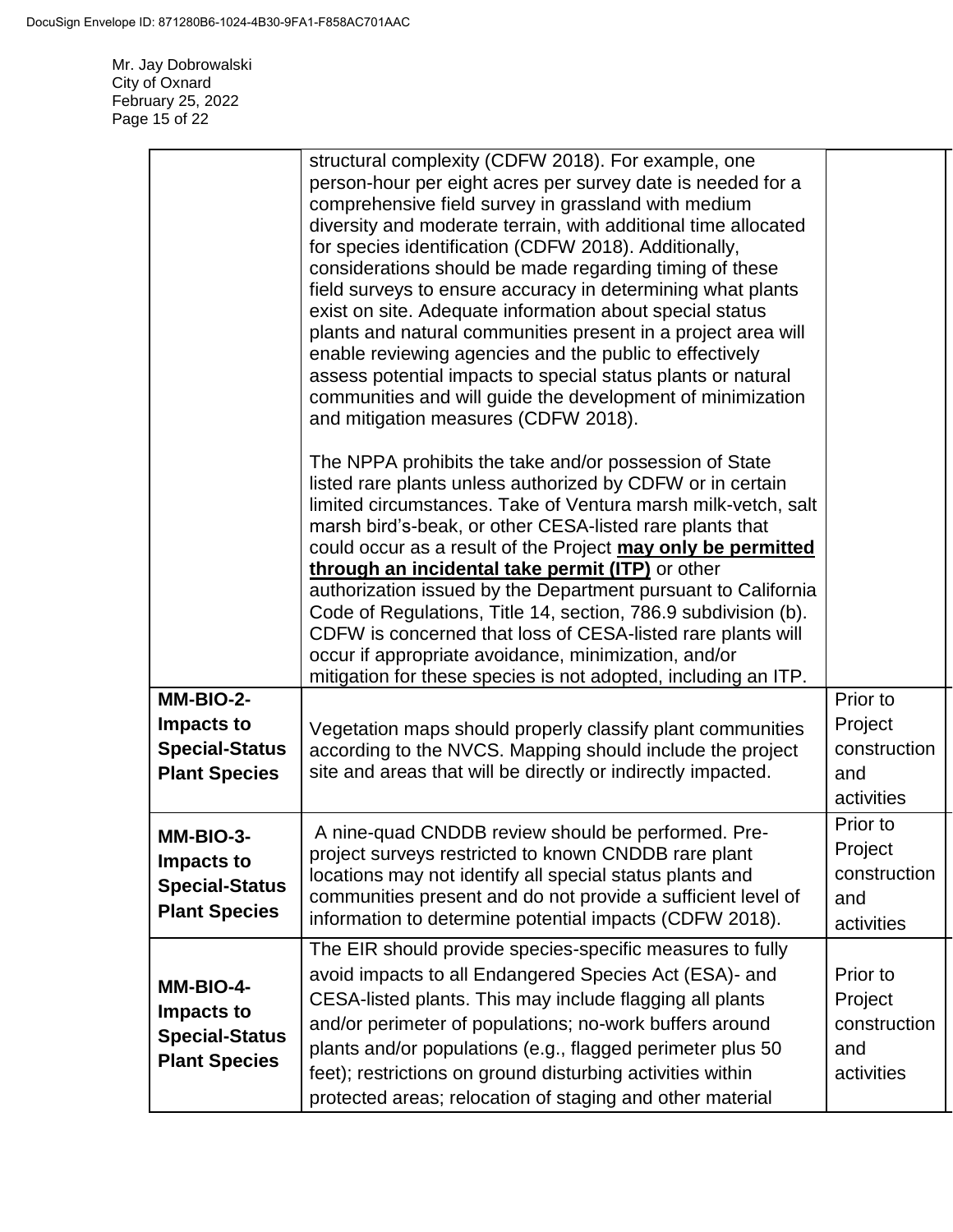Mr. Jay Dobrowalski
City of Oxnard
February 25, 2022

| | | | |
|---|---|---|---|
| | structural complexity (CDFW 2018). For example, one person-hour per eight acres per survey date is needed for a comprehensive field survey in grassland with medium diversity and moderate terrain, with additional time allocated for species identification (CDFW 2018). Additionally, considerations should be made regarding timing of these field surveys to ensure accuracy in determining what plants exist on site. Adequate information about special status plants and natural communities present in a project area will enable reviewing agencies and the public to effectively assess potential impacts to special status plants or natural communities and will guide the development of minimization and mitigation measures (CDFW 2018).<br><br>The NPPA prohibits the take and/or possession of State listed rare plants unless authorized by CDFW or in certain limited circumstances. Take of Ventura marsh milk-vetch, salt marsh bird's-beak, or other CESA-listed rare plants that could occur as a result of the Project **<u>may only be permitted through an incidental take permit (ITP)</u>** or other authorization issued by the Department pursuant to California Code of Regulations, Title 14, section, 786.9 subdivision (b). CDFW is concerned that loss of CESA-listed rare plants will occur if appropriate avoidance, minimization, and/or mitigation for these species is not adopted, including an ITP. | | |
| **MM-BIO-2- Impacts to Special-Status Plant Species** | Vegetation maps should properly classify plant communities according to the NVCS. Mapping should include the project site and areas that will be directly or indirectly impacted. | Prior to Project construction and activities | |
| **MM-BIO-3- Impacts to Special-Status Plant Species** | A nine-quad CNDDB review should be performed. Pre-project surveys restricted to known CNDDB rare plant locations may not identify all special status plants and communities present and do not provide a sufficient level of information to determine potential impacts (CDFW 2018). | Prior to Project construction and activities | |
| **MM-BIO-4- Impacts to Special-Status Plant Species** | The EIR should provide species-specific measures to fully avoid impacts to all Endangered Species Act (ESA)- and CESA-listed plants. This may include flagging all plants and/or perimeter of populations; no-work buffers around plants and/or populations (e.g., flagged perimeter plus 50 feet); restrictions on ground disturbing activities within protected areas; relocation of staging and other material | Prior to Project construction and activities | |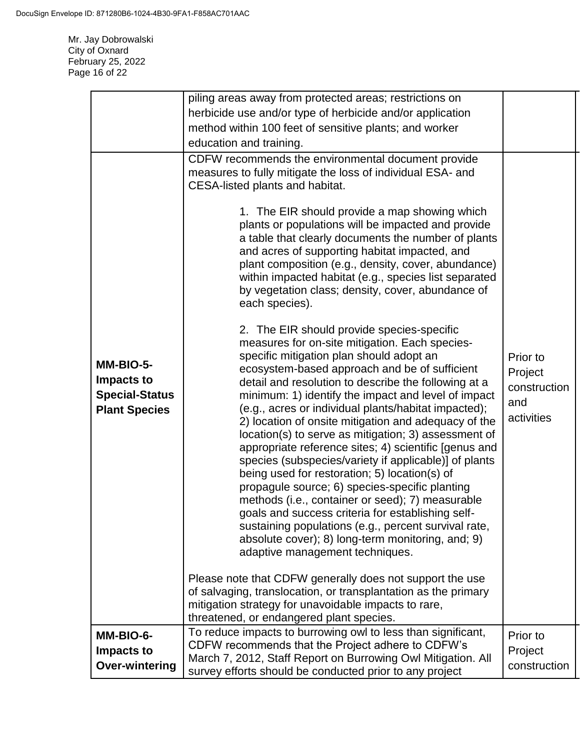Mr. Jay Dobrowalski
City of Oxnard
February 25, 2022

| | | | |
|---|---|---|---|
| | piling areas away from protected areas; restrictions on herbicide use and/or type of herbicide and/or application method within 100 feet of sensitive plants; and worker education and training. | | |
| **MM-BIO-5- Impacts to Special-Status Plant Species** | CDFW recommends the environmental document provide measures to fully mitigate the loss of individual ESA- and CESA-listed plants and habitat.<br><br>1. The EIR should provide a map showing which plants or populations will be impacted and provide a table that clearly documents the number of plants and acres of supporting habitat impacted, and plant composition (e.g., density, cover, abundance) within impacted habitat (e.g., species list separated by vegetation class; density, cover, abundance of each species).<br><br>2. The EIR should provide species-specific measures for on-site mitigation. Each species-specific mitigation plan should adopt an ecosystem-based approach and be of sufficient detail and resolution to describe the following at a minimum: 1) identify the impact and level of impact (e.g., acres or individual plants/habitat impacted); 2) location of onsite mitigation and adequacy of the location(s) to serve as mitigation; 3) assessment of appropriate reference sites; 4) scientific [genus and species (subspecies/variety if applicable)] of plants being used for restoration; 5) location(s) of propagule source; 6) species-specific planting methods (i.e., container or seed); 7) measurable goals and success criteria for establishing self-sustaining populations (e.g., percent survival rate, absolute cover); 8) long-term monitoring, and; 9) adaptive management techniques.<br><br>Please note that CDFW generally does not support the use of salvaging, translocation, or transplantation as the primary mitigation strategy for unavoidable impacts to rare, threatened, or endangered plant species. | Prior to Project construction and activities | |
| **MM-BIO-6- Impacts to Over-wintering** | To reduce impacts to burrowing owl to less than significant, CDFW recommends that the Project adhere to CDFW's March 7, 2012, Staff Report on Burrowing Owl Mitigation. All survey efforts should be conducted prior to any project | Prior to Project construction | |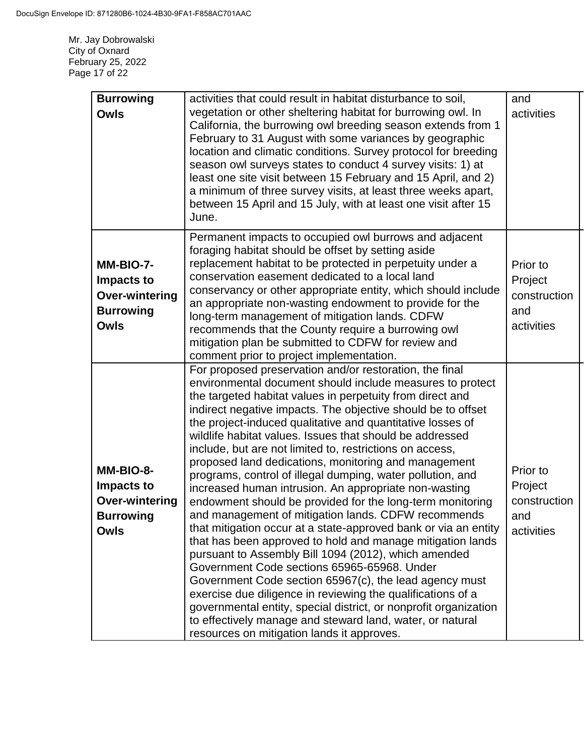| | | | |
|---|---|---|---|
| **Burrowing Owls** | activities that could result in habitat disturbance to soil, vegetation or other sheltering habitat for burrowing owl. In California, the burrowing owl breeding season extends from 1 February to 31 August with some variances by geographic location and climatic conditions. Survey protocol for breeding season owl surveys states to conduct 4 survey visits: 1) at least one site visit between 15 February and 15 April, and 2) a minimum of three survey visits, at least three weeks apart, between 15 April and 15 July, with at least one visit after 15 June. | and activities | |
| **MM-BIO-7- Impacts to Over-wintering Burrowing Owls** | Permanent impacts to occupied owl burrows and adjacent foraging habitat should be offset by setting aside replacement habitat to be protected in perpetuity under a conservation easement dedicated to a local land conservancy or other appropriate entity, which should include an appropriate non-wasting endowment to provide for the long-term management of mitigation lands. CDFW recommends that the County require a burrowing owl mitigation plan be submitted to CDFW for review and comment prior to project implementation. | Prior to Project construction and activities | |
| **MM-BIO-8- Impacts to Over-wintering Burrowing Owls** | For proposed preservation and/or restoration, the final environmental document should include measures to protect the targeted habitat values in perpetuity from direct and indirect negative impacts. The objective should be to offset the project-induced qualitative and quantitative losses of wildlife habitat values. Issues that should be addressed include, but are not limited to, restrictions on access, proposed land dedications, monitoring and management programs, control of illegal dumping, water pollution, and increased human intrusion. An appropriate non-wasting endowment should be provided for the long-term monitoring and management of mitigation lands. CDFW recommends that mitigation occur at a state-approved bank or via an entity that has been approved to hold and manage mitigation lands pursuant to Assembly Bill 1094 (2012), which amended Government Code sections 65965-65968. Under Government Code section 65967(c), the lead agency must exercise due diligence in reviewing the qualifications of a governmental entity, special district, or nonprofit organization to effectively manage and steward land, water, or natural resources on mitigation lands it approves. | Prior to Project construction and activities | |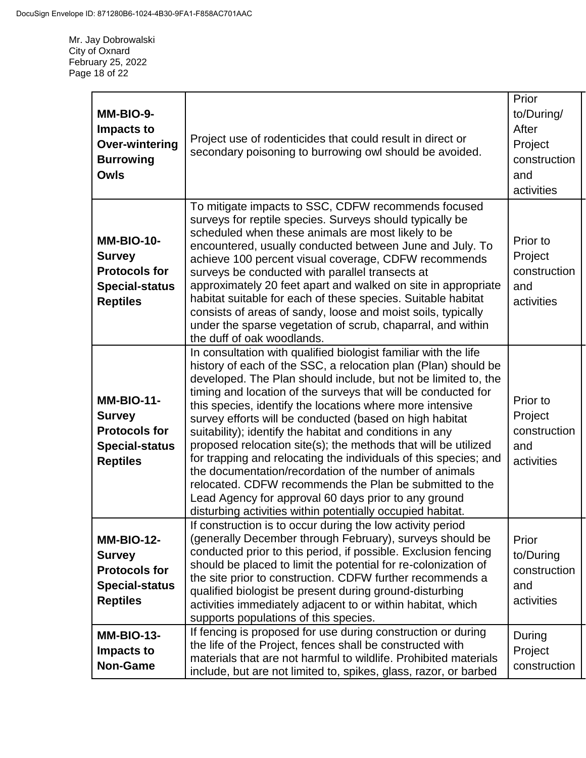| | | | |
|---|---|---|---|
| **MM-BIO-9- Impacts to Over-wintering Burrowing Owls** | Project use of rodenticides that could result in direct or secondary poisoning to burrowing owl should be avoided. | Prior to/During/ After Project construction and activities | |
| **MM-BIO-10- Survey Protocols for Special-status Reptiles** | To mitigate impacts to SSC, CDFW recommends focused surveys for reptile species. Surveys should typically be scheduled when these animals are most likely to be encountered, usually conducted between June and July. To achieve 100 percent visual coverage, CDFW recommends surveys be conducted with parallel transects at approximately 20 feet apart and walked on site in appropriate habitat suitable for each of these species. Suitable habitat consists of areas of sandy, loose and moist soils, typically under the sparse vegetation of scrub, chaparral, and within the duff of oak woodlands. | Prior to Project construction and activities | |
| **MM-BIO-11- Survey Protocols for Special-status Reptiles** | In consultation with qualified biologist familiar with the life history of each of the SSC, a relocation plan (Plan) should be developed. The Plan should include, but not be limited to, the timing and location of the surveys that will be conducted for this species, identify the locations where more intensive survey efforts will be conducted (based on high habitat suitability); identify the habitat and conditions in any proposed relocation site(s); the methods that will be utilized for trapping and relocating the individuals of this species; and the documentation/recordation of the number of animals relocated. CDFW recommends the Plan be submitted to the Lead Agency for approval 60 days prior to any ground disturbing activities within potentially occupied habitat. | Prior to Project construction and activities | |
| **MM-BIO-12- Survey Protocols for Special-status Reptiles** | If construction is to occur during the low activity period (generally December through February), surveys should be conducted prior to this period, if possible. Exclusion fencing should be placed to limit the potential for re-colonization of the site prior to construction. CDFW further recommends a qualified biologist be present during ground-disturbing activities immediately adjacent to or within habitat, which supports populations of this species. | Prior to/During construction and activities | |
| **MM-BIO-13- Impacts to Non-Game** | If fencing is proposed for use during construction or during the life of the Project, fences shall be constructed with materials that are not harmful to wildlife. Prohibited materials include, but are not limited to, spikes, glass, razor, or barbed | During Project construction | |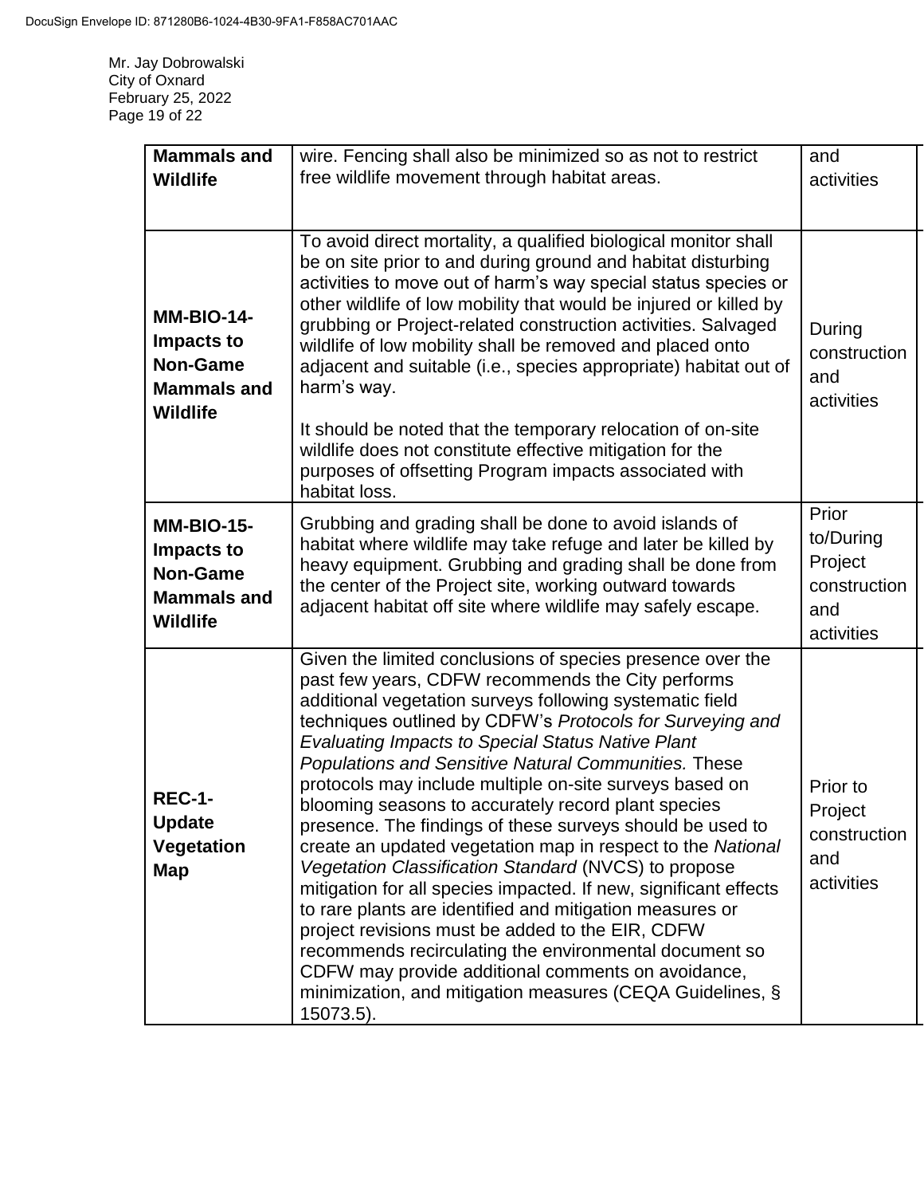| Mammals and Wildlife | wire. Fencing shall also be minimized so as not to restrict free wildlife movement through habitat areas. | and activities | |
|---|---|---|---|
| **MM-BIO-14- Impacts to Non-Game Mammals and Wildlife** | To avoid direct mortality, a qualified biological monitor shall be on site prior to and during ground and habitat disturbing activities to move out of harm's way special status species or other wildlife of low mobility that would be injured or killed by grubbing or Project-related construction activities. Salvaged wildlife of low mobility shall be removed and placed onto adjacent and suitable (i.e., species appropriate) habitat out of harm's way.<br><br>It should be noted that the temporary relocation of on-site wildlife does not constitute effective mitigation for the purposes of offsetting Program impacts associated with habitat loss. | During construction and activities | |
| **MM-BIO-15- Impacts to Non-Game Mammals and Wildlife** | Grubbing and grading shall be done to avoid islands of habitat where wildlife may take refuge and later be killed by heavy equipment. Grubbing and grading shall be done from the center of the Project site, working outward towards adjacent habitat off site where wildlife may safely escape. | Prior to/During Project construction and activities | |
| **REC-1- Update Vegetation Map** | Given the limited conclusions of species presence over the past few years, CDFW recommends the City performs additional vegetation surveys following systematic field techniques outlined by CDFW's *Protocols for Surveying and Evaluating Impacts to Special Status Native Plant Populations and Sensitive Natural Communities.* These protocols may include multiple on-site surveys based on blooming seasons to accurately record plant species presence. The findings of these surveys should be used to create an updated vegetation map in respect to the *National Vegetation Classification Standard* (NVCS) to propose mitigation for all species impacted. If new, significant effects to rare plants are identified and mitigation measures or project revisions must be added to the EIR, CDFW recommends recirculating the environmental document so CDFW may provide additional comments on avoidance, minimization, and mitigation measures (CEQA Guidelines, § 15073.5). | Prior to Project construction and activities | |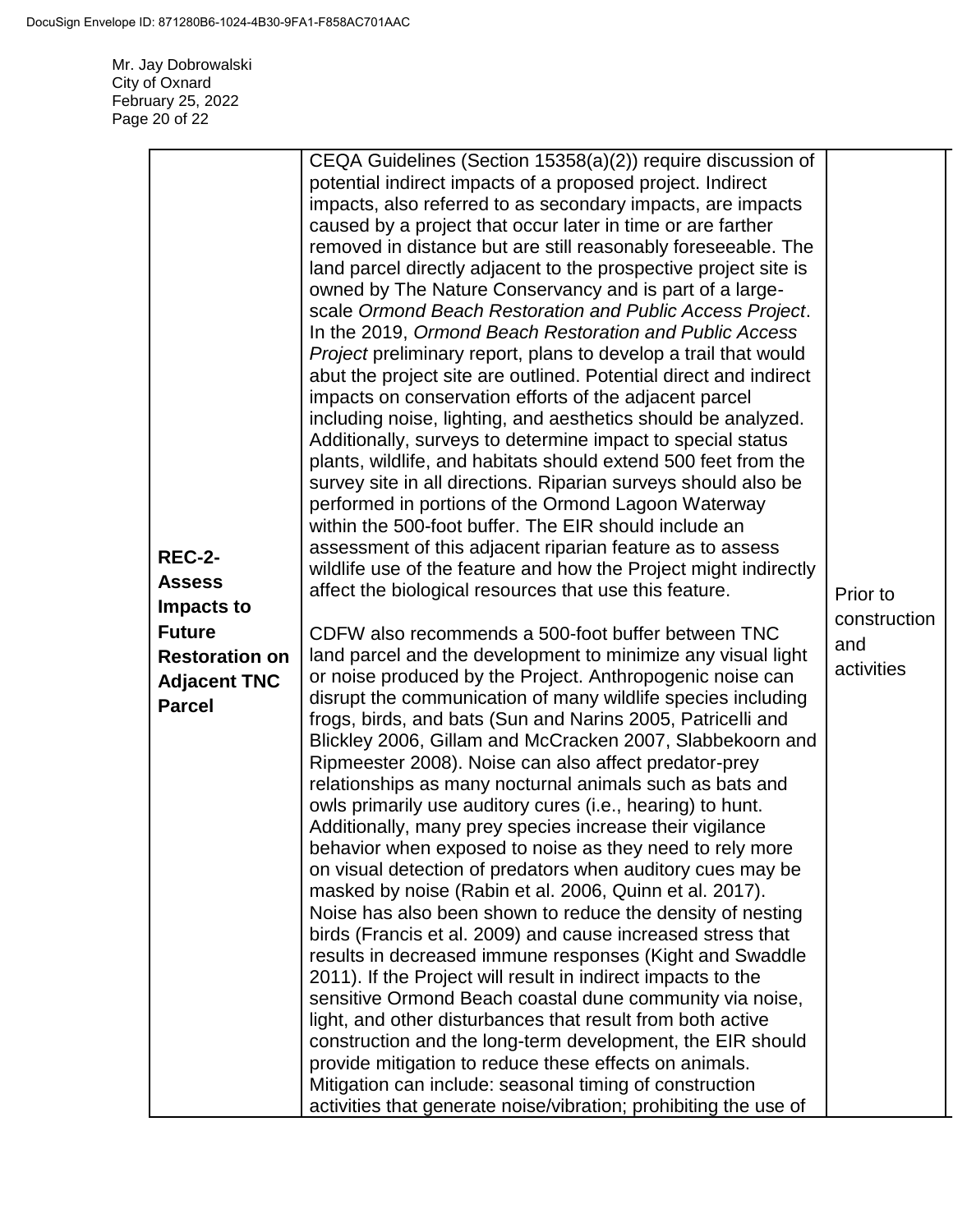Mr. Jay Dobrowalski
City of Oxnard
February 25, 2022

| | | | |
|---|---|---|---|
| **REC-2- Assess Impacts to Future Restoration on Adjacent TNC Parcel** | CEQA Guidelines (Section 15358(a)(2)) require discussion of potential indirect impacts of a proposed project. Indirect impacts, also referred to as secondary impacts, are impacts caused by a project that occur later in time or are farther removed in distance but are still reasonably foreseeable. The land parcel directly adjacent to the prospective project site is owned by The Nature Conservancy and is part of a large-scale *Ormond Beach Restoration and Public Access Project*. In the 2019, *Ormond Beach Restoration and Public Access Project* preliminary report, plans to develop a trail that would abut the project site are outlined. Potential direct and indirect impacts on conservation efforts of the adjacent parcel including noise, lighting, and aesthetics should be analyzed. Additionally, surveys to determine impact to special status plants, wildlife, and habitats should extend 500 feet from the survey site in all directions. Riparian surveys should also be performed in portions of the Ormond Lagoon Waterway within the 500-foot buffer. The EIR should include an assessment of this adjacent riparian feature as to assess wildlife use of the feature and how the Project might indirectly affect the biological resources that use this feature.<br><br>CDFW also recommends a 500-foot buffer between TNC land parcel and the development to minimize any visual light or noise produced by the Project. Anthropogenic noise can disrupt the communication of many wildlife species including frogs, birds, and bats (Sun and Narins 2005, Patricelli and Blickley 2006, Gillam and McCracken 2007, Slabbekoorn and Ripmeester 2008). Noise can also affect predator-prey relationships as many nocturnal animals such as bats and owls primarily use auditory cures (i.e., hearing) to hunt. Additionally, many prey species increase their vigilance behavior when exposed to noise as they need to rely more on visual detection of predators when auditory cues may be masked by noise (Rabin et al. 2006, Quinn et al. 2017). Noise has also been shown to reduce the density of nesting birds (Francis et al. 2009) and cause increased stress that results in decreased immune responses (Kight and Swaddle 2011). If the Project will result in indirect impacts to the sensitive Ormond Beach coastal dune community via noise, light, and other disturbances that result from both active construction and the long-term development, the EIR should provide mitigation to reduce these effects on animals. Mitigation can include: seasonal timing of construction activities that generate noise/vibration; prohibiting the use of | Prior to construction and activities | |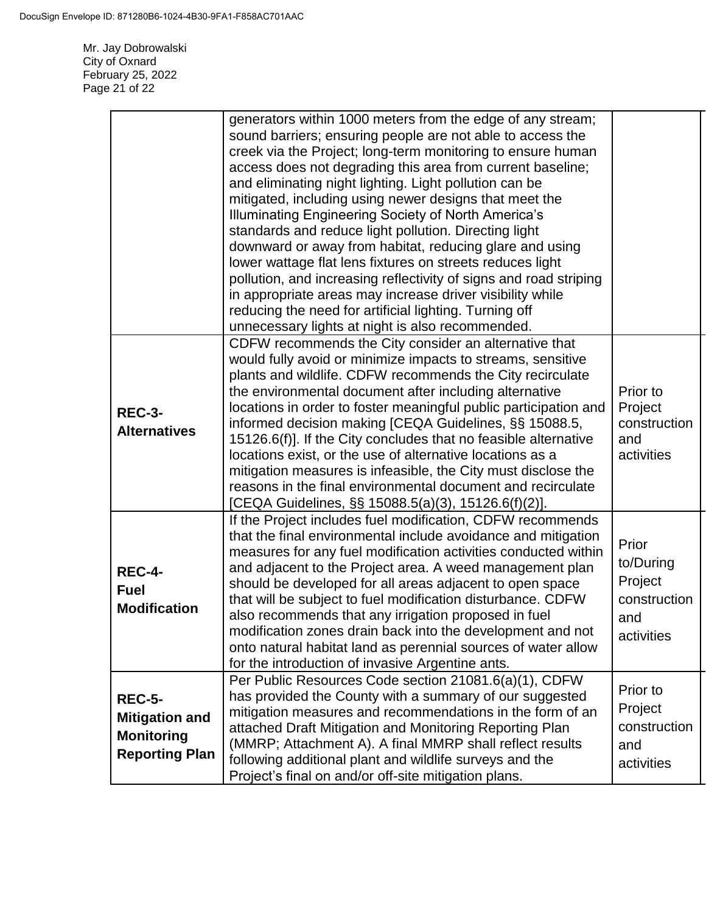| | | | |
|---|---|---|---|
| | generators within 1000 meters from the edge of any stream; sound barriers; ensuring people are not able to access the creek via the Project; long-term monitoring to ensure human access does not degrading this area from current baseline; and eliminating night lighting. Light pollution can be mitigated, including using newer designs that meet the Illuminating Engineering Society of North America's standards and reduce light pollution. Directing light downward or away from habitat, reducing glare and using lower wattage flat lens fixtures on streets reduces light pollution, and increasing reflectivity of signs and road striping in appropriate areas may increase driver visibility while reducing the need for artificial lighting. Turning off unnecessary lights at night is also recommended. | | |
| **REC-3- Alternatives** | CDFW recommends the City consider an alternative that would fully avoid or minimize impacts to streams, sensitive plants and wildlife. CDFW recommends the City recirculate the environmental document after including alternative locations in order to foster meaningful public participation and informed decision making [CEQA Guidelines, §§ 15088.5, 15126.6(f)]. If the City concludes that no feasible alternative locations exist, or the use of alternative locations as a mitigation measures is infeasible, the City must disclose the reasons in the final environmental document and recirculate [CEQA Guidelines, §§ 15088.5(a)(3), 15126.6(f)(2)]. | Prior to Project construction and activities | |
| **REC-4- Fuel Modification** | If the Project includes fuel modification, CDFW recommends that the final environmental include avoidance and mitigation measures for any fuel modification activities conducted within and adjacent to the Project area. A weed management plan should be developed for all areas adjacent to open space that will be subject to fuel modification disturbance. CDFW also recommends that any irrigation proposed in fuel modification zones drain back into the development and not onto natural habitat land as perennial sources of water allow for the introduction of invasive Argentine ants. | Prior to/During Project construction and activities | |
| **REC-5- Mitigation and Monitoring Reporting Plan** | Per Public Resources Code section 21081.6(a)(1), CDFW has provided the County with a summary of our suggested mitigation measures and recommendations in the form of an attached Draft Mitigation and Monitoring Reporting Plan (MMRP; Attachment A). A final MMRP shall reflect results following additional plant and wildlife surveys and the Project's final on and/or off-site mitigation plans. | Prior to Project construction and activities | |